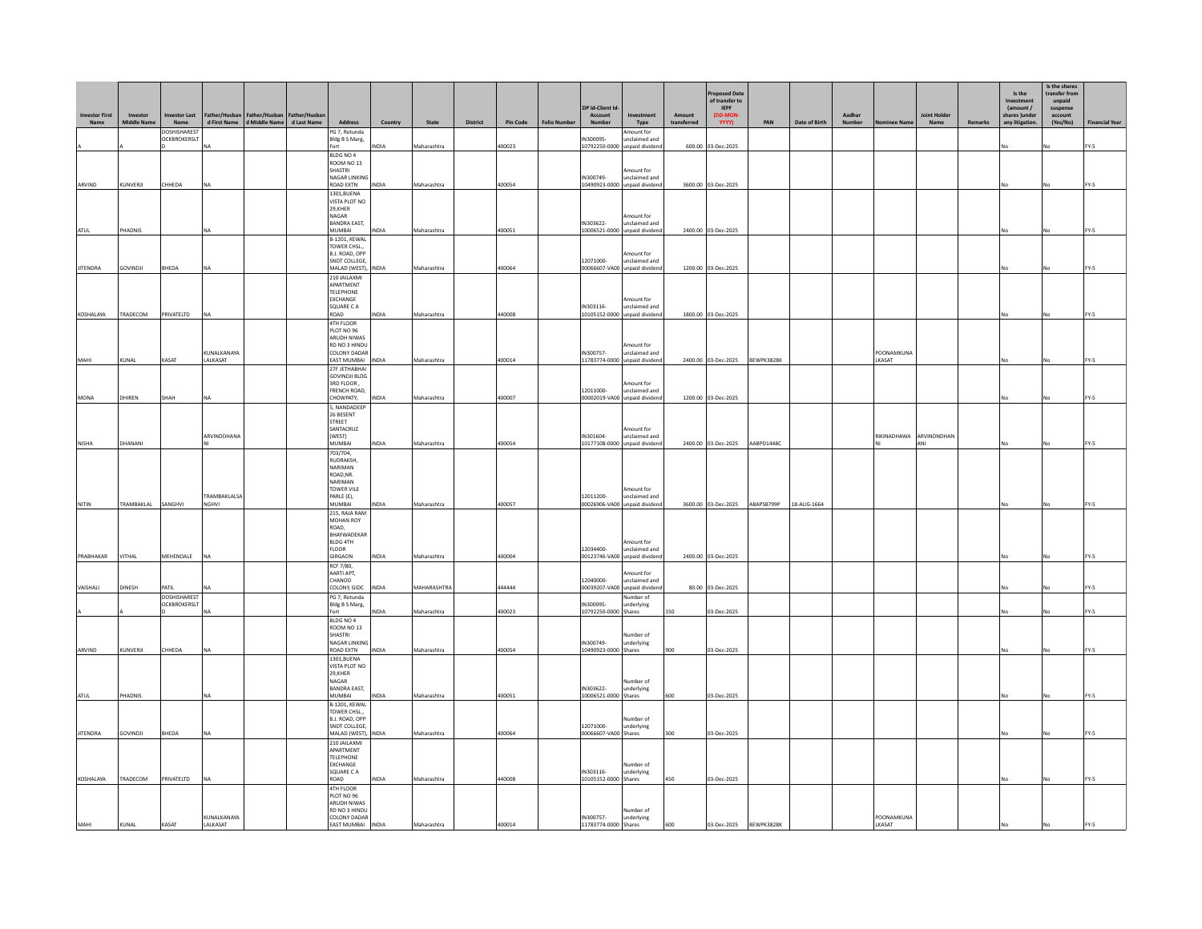| Investor First Name | Investor Middle Name | Investor Last Name | Father/Husband First Name | Father/Husband Middle Name | Father/Husband Last Name | Address | Country | State | District | Pin Code | Folio Number | DP Id-Client Id-Account Number | Investment Type | Amount transferred | Proposed Date of transfer to IEPF (DD-MON-YYYY) | PAN | Date of Birth | Aadhar Number | Nominee Name | Joint Holder Name | Remarks | Is the Investment (amount / shares )under any litigation. | Is the shares transfer from unpaid suspense account (Yes/No) | Financial Year |
|---|---|---|---|---|---|---|---|---|---|---|---|---|---|---|---|---|---|---|---|---|---|---|---|---|
| A | A | DOSHISHARESTOCKBROKERSLTD | NA | | | PG 7, Rotunda Bldg B S Marg, Fort | INDIA | Maharashtra | | 400023 | | IN300095-10792250-0000 | Amount for unclaimed and unpaid dividend | 600.00 | 03-Dec-2025 | | | | | | | No | No | FY-5 |
| ARVIND | KUNVERJI | CHHEDA | NA | | | BLDG NO 4 ROOM NO 13 SHASTRI NAGAR LINKING ROAD EXTN | INDIA | Maharashtra | | 400054 | | IN300749-10490923-0000 | Amount for unclaimed and unpaid dividend | 3600.00 | 03-Dec-2025 | | | | | | | No | No | FY-5 |
| ATUL | PHADNIS | | NA | | | 1301,BUENA VISTA PLOT NO 29,KHER NAGAR BANDRA EAST, MUMBAI | INDIA | Maharashtra | | 400051 | | IN303622-10006521-0000 | Amount for unclaimed and unpaid dividend | 2400.00 | 03-Dec-2025 | | | | | | | No | No | FY-5 |
| JITENDRA | GOVINDJI | BHEDA | NA | | | B-1201, KEWAL TOWER CHSL., B.J. ROAD, OPP SNDT COLLEGE, MALAD (WEST), | INDIA | Maharashtra | | 400064 | | 12071000-00066607-VA00 | Amount for unclaimed and unpaid dividend | 1200.00 | 03-Dec-2025 | | | | | | | No | No | FY-5 |
| KOSHALAYA | TRADECOM | PRIVATELTD | NA | | | 210 JAILAXMI APARTMENT TELEPHONE EXCHANGE SQUARE C A ROAD | INDIA | Maharashtra | | 440008 | | IN303116-10105152-0000 | Amount for unclaimed and unpaid dividend | 1800.00 | 03-Dec-2025 | | | | | | | No | No | FY-5 |
| MAHI | KUNAL | KASAT | KUNALKANAYALALKASAT | | | 4TH FLOOR PLOT NO 96 ARUDH NIWAS RD NO 3 HINDU COLONY DADAR EAST MUMBAI | INDIA | Maharashtra | | 400014 | | IN300757-11783774-0000 | Amount for unclaimed and unpaid dividend | 2400.00 | 03-Dec-2025 | BEWPK3828K | | | POONAMKUNALKASAT | | | No | No | FY-5 |
| MONA | DHIREN | SHAH | NA | | | 27F JETHABHAI GOVINDJI BLDG 3RD FLOOR , FRENCH ROAD, CHOWPATY, | INDIA | Maharashtra | | 400007 | | 12011000-00002019-VA00 | Amount for unclaimed and unpaid dividend | 1200.00 | 03-Dec-2025 | | | | | | | No | No | FY-5 |
| NISHA | DHANANI | | ARVINDDHANANI | | | 5, NANDADEEP 26 BESENT STREET SANTACRUZ (WEST) MUMBAI | INDIA | Maharashtra | | 400054 | | IN301604-10177108-0000 | Amount for unclaimed and unpaid dividend | 2400.00 | 03-Dec-2025 | AABPD1448C | | | RIKINADHAWANI | ARVINDNDHANANI | | No | No | FY-5 |
| NITIN | TRAMBAKLAL | SANGHVI | TRAMBAKLALSANGHVI | | | 703/704, RUDRAKSH, NARIMAN ROAD,NR. NARIMAN TOWER VILE PARLE (E), MUMBAI | INDIA | Maharashtra | | 400057 | | 12011200-00026906-VA00 | Amount for unclaimed and unpaid dividend | 3600.00 | 03-Dec-2025 | ABAPS8799P | 18-AUG-1664 | | | | | No | No | FY-5 |
| PRABHAKAR | VITHAL | MEHENDALE | NA | | | 215, RAJA RAM MOHAN ROY ROAD, BHAYWADEKAR BLDG 4TH FLOOR GIRGAON | INDIA | Maharashtra | | 400004 | | 12034400-00123746-VA00 | Amount for unclaimed and unpaid dividend | 2400.00 | 03-Dec-2025 | | | | | | | No | No | FY-5 |
| VAISHALI | DINESH | PATIL | NA | | | RCF 7/80, AARTI APT, CHANOD COLONY, GIDC | INDIA | MAHARASHTRA | | 444444 | | 12040000-00039207-VA00 | Amount for unclaimed and unpaid dividend | 80.00 | 03-Dec-2025 | | | | | | | No | No | FY-5 |
| A | A | DOSHISHARESTOCKBROKERSLTD | NA | | | PG 7, Rotunda Bldg B S Marg, Fort | INDIA | Maharashtra | | 400023 | | IN300095-10792250-0000 | Number of underlying Shares | 150 | 03-Dec-2025 | | | | | | | No | No | FY-5 |
| ARVIND | KUNVERJI | CHHEDA | NA | | | BLDG NO 4 ROOM NO 13 SHASTRI NAGAR LINKING ROAD EXTN | INDIA | Maharashtra | | 400054 | | IN300749-10490923-0000 | Number of underlying Shares | 900 | 03-Dec-2025 | | | | | | | No | No | FY-5 |
| ATUL | PHADNIS | | NA | | | 1301,BUENA VISTA PLOT NO 29,KHER NAGAR BANDRA EAST, MUMBAI | INDIA | Maharashtra | | 400051 | | IN303622-10006521-0000 | Number of underlying Shares | 600 | 03-Dec-2025 | | | | | | | No | No | FY-5 |
| JITENDRA | GOVINDJI | BHEDA | NA | | | B-1201, KEWAL TOWER CHSL., B.J. ROAD, OPP SNDT COLLEGE, MALAD (WEST), | INDIA | Maharashtra | | 400064 | | 12071000-00066607-VA00 | Number of underlying Shares | 300 | 03-Dec-2025 | | | | | | | No | No | FY-5 |
| KOSHALAYA | TRADECOM | PRIVATELTD | NA | | | 210 JAILAXMI APARTMENT TELEPHONE EXCHANGE SQUARE C A ROAD | INDIA | Maharashtra | | 440008 | | IN303116-10105152-0000 | Number of underlying Shares | 450 | 03-Dec-2025 | | | | | | | No | No | FY-5 |
| MAHI | KUNAL | KASAT | KUNALKANAYALALKASAT | | | 4TH FLOOR PLOT NO 96 ARUDH NIWAS RD NO 3 HINDU COLONY DADAR EAST MUMBAI | INDIA | Maharashtra | | 400014 | | IN300757-11783774-0000 | Number of underlying Shares | 600 | 03-Dec-2025 | BEWPK3828K | | | POONAMKUNALKASAT | | | No | No | FY-5 |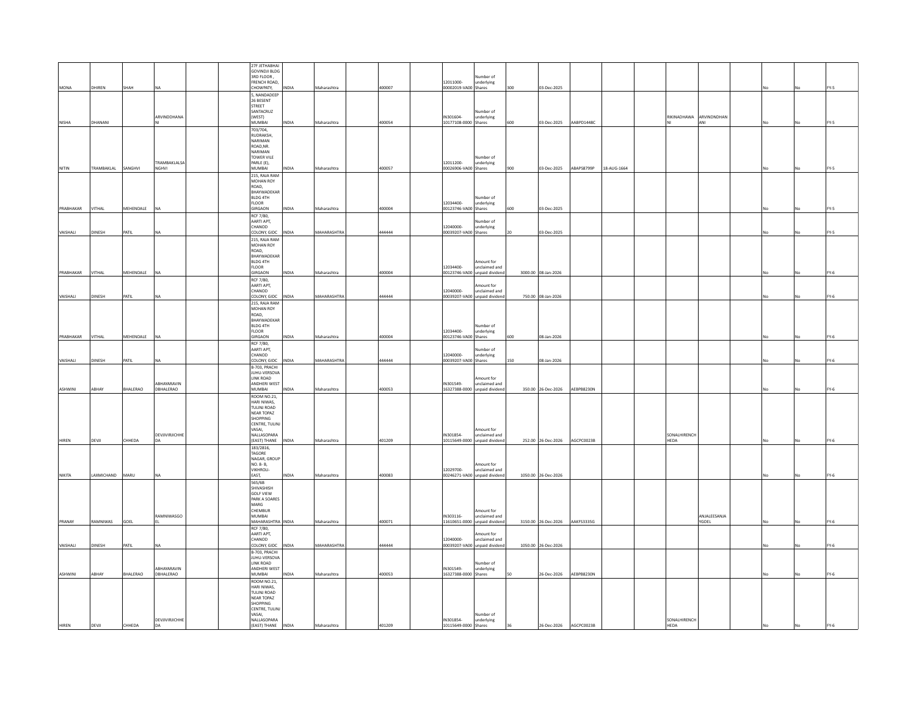| | | | | | | | | | | | | | | | | | | | | | | | | |
|---|---|---|---|---|---|---|---|---|---|---|---|---|---|---|---|---|---|---|---|---|---|---|---|---|
| MONA | DHIREN | SHAH | NA | | | 27F JETHABHAI GOVINDJI BLDG 3RD FLOOR , FRENCH ROAD, CHOWPATY, | INDIA | Maharashtra | | 400007 | | 12011000-00002019-VA00 | Number of underlying Shares | 300 | 03-Dec-2025 | | | | | | | No | No | FY-5 |
| NISHA | DHANANI | | ARVINDDHANANI | | | 5, NANDADEEP 26 BESENT STREET SANTACRUZ (WEST) MUMBAI | INDIA | Maharashtra | | 400054 | | IN301604-10177108-0000 | Number of underlying Shares | 600 | 03-Dec-2025 | AABPD1448C | | | RIKINADHAWANI | ARVINDNDHANANI | | No | No | FY-5 |
| NITIN | TRAMBAKLAL | SANGHVI | TRAMBAKLALSANGHVI | | | 703/704, RUDRAKSH, NARIMAN ROAD,NR. NARIMAN TOWER VILE PARLE (E), MUMBAI | INDIA | Maharashtra | | 400057 | | 12011200-00026906-VA00 | Number of underlying Shares | 900 | 03-Dec-2025 | ABAPS8799P | 18-AUG-1664 | | | | | No | No | FY-5 |
| PRABHAKAR | VITHAL | MEHENDALE | NA | | | 215, RAJA RAM MOHAN ROY ROAD, BHAYWADEKAR BLDG 4TH FLOOR GIRGAON | INDIA | Maharashtra | | 400004 | | 12034400-00123746-VA00 | Number of underlying Shares | 600 | 03-Dec-2025 | | | | | | | No | No | FY-5 |
| VAISHALI | DINESH | PATIL | NA | | | RCF 7/80, AARTI APT, CHANOD COLONY, GIDC | INDIA | MAHARASHTRA | | 444444 | | 12040000-00039207-VA00 | Number of underlying Shares | 20 | 03-Dec-2025 | | | | | | | No | No | FY-5 |
| PRABHAKAR | VITHAL | MEHENDALE | NA | | | 215, RAJA RAM MOHAN ROY ROAD, BHAYWADEKAR BLDG 4TH FLOOR GIRGAON | INDIA | Maharashtra | | 400004 | | 12034400-00123746-VA00 | Amount for unclaimed and unpaid dividend | 3000.00 | 08-Jan-2026 | | | | | | | No | No | FY-6 |
| VAISHALI | DINESH | PATIL | NA | | | RCF 7/80, AARTI APT, CHANOD COLONY, GIDC | INDIA | MAHARASHTRA | | 444444 | | 12040000-00039207-VA00 | Amount for unclaimed and unpaid dividend | 750.00 | 08-Jan-2026 | | | | | | | No | No | FY-6 |
| PRABHAKAR | VITHAL | MEHENDALE | NA | | | 215, RAJA RAM MOHAN ROY ROAD, BHAYWADEKAR BLDG 4TH FLOOR GIRGAON | INDIA | Maharashtra | | 400004 | | 12034400-00123746-VA00 | Number of underlying Shares | 600 | 08-Jan-2026 | | | | | | | No | No | FY-6 |
| VAISHALI | DINESH | PATIL | NA | | | RCF 7/80, AARTI APT, CHANOD COLONY, GIDC | INDIA | MAHARASHTRA | | 444444 | | 12040000-00039207-VA00 | Number of underlying Shares | 150 | 08-Jan-2026 | | | | | | | No | No | FY-6 |
| ASHWINI | ABHAY | BHALERAO | ABHAYARAVINDBHALERAO | | | B-703, PRACHI JUHU-VERSOVA LINK ROAD ANDHERI WEST MUMBAI | INDIA | Maharashtra | | 400053 | | IN301549-16327388-0000 | Amount for unclaimed and unpaid dividend | 350.00 | 26-Dec-2026 | AEBPB8230N | | | | | | No | No | FY-6 |
| HIREN | DEVJI | CHHEDA | DEVJIVIRJICHHEDA | | | ROOM NO.21, HARI NIWAS, TULINJ ROAD NEAR TOPAZ SHOPPING CENTRE, TULINJ VASAI, NALLASOPARA (EAST) THANE | INDIA | Maharashtra | | 401209 | | IN301854-10115649-0000 | Amount for unclaimed and unpaid dividend | 252.00 | 26-Dec-2026 | AGCPC0023B | | | SONALHIRENCHHEDA | | | No | No | FY-6 |
| NIKITA | LAXMICHAND | MARU | NA | | | 183/2816, TAGORE NAGAR, GROUP NO. 8- B, VIKHROLI-EAST, | INDIA | Maharashtra | | 400083 | | 12029700-00246271-VA00 | Amount for unclaimed and unpaid dividend | 1050.00 | 26-Dec-2026 | | | | | | | No | No | FY-6 |
| PRANAY | RAMNIWAS | GOEL | RAMNIWASGOEL | | | 565/6B SHIVASHISH GOLF VIEW PARK A SOARES MARG CHEMBUR MUMBAI MAHARASHTRA | INDIA | Maharashtra | | 400071 | | IN303116-11610651-0000 | Amount for unclaimed and unpaid dividend | 3150.00 | 26-Dec-2026 | AAKFS3335G | | | | ANJALEESANJAYGOEL | | No | No | FY-6 |
| VAISHALI | DINESH | PATIL | NA | | | RCF 7/80, AARTI APT, CHANOD COLONY, GIDC | INDIA | MAHARASHTRA | | 444444 | | 12040000-00039207-VA00 | Amount for unclaimed and unpaid dividend | 1050.00 | 26-Dec-2026 | | | | | | | No | No | FY-6 |
| ASHWINI | ABHAY | BHALERAO | ABHAYARAVINDBHALERAO | | | B-703, PRACHI JUHU-VERSOVA LINK ROAD ANDHERI WEST MUMBAI | INDIA | Maharashtra | | 400053 | | IN301549-16327388-0000 | Number of underlying Shares | 50 | 26-Dec-2026 | AEBPB8230N | | | | | | No | No | FY-6 |
| HIREN | DEVJI | CHHEDA | DEVJIVIRJICHHEDA | | | ROOM NO.21, HARI NIWAS, TULINJ ROAD NEAR TOPAZ SHOPPING CENTRE, TULINJ VASAI, NALLASOPARA (EAST) THANE | INDIA | Maharashtra | | 401209 | | IN301854-10115649-0000 | Number of underlying Shares | 36 | 26-Dec-2026 | AGCPC0023B | | | SONALHIRENCHHEDA | | | No | No | FY-6 |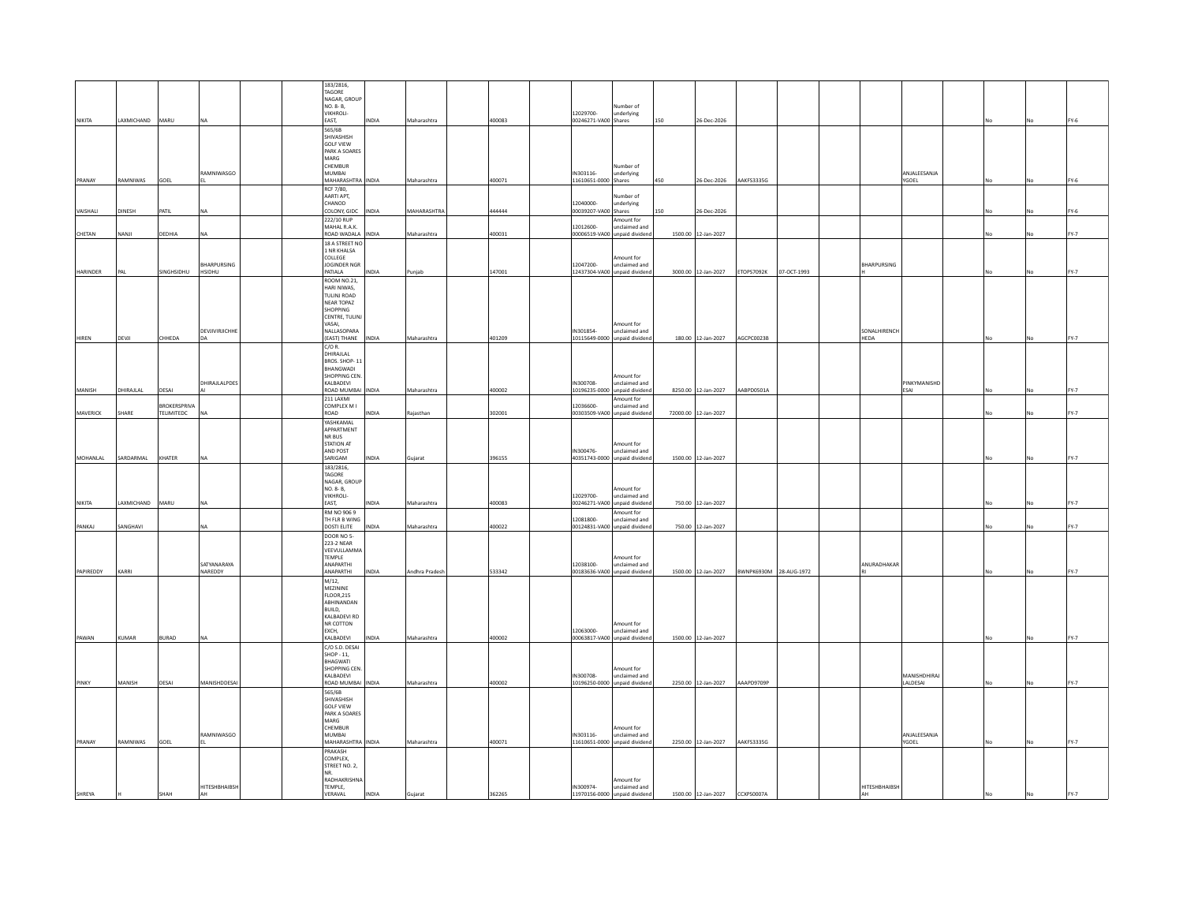| | | | | | | | | | | | | | | | | | | | | | | | | |
|---|---|---|---|---|---|---|---|---|---|---|---|---|---|---|---|---|---|---|---|---|---|---|---|---|
| NIKITA | LAXMICHAND | MARU | NA | | | 183/2816, TAGORE NAGAR, GROUP NO. 8- B, VIKHROLI- EAST, | INDIA | Maharashtra | | 400083 | | 12029700-00246271-VA00 | Number of underlying Shares | 150 | 26-Dec-2026 | | | | | | | No | No | FY-6 |
| PRANAY | RAMNIWAS | GOEL | RAMNIWASGOEL | | | 565/6B SHIVASHISH GOLF VIEW PARK A SOARES MARG CHEMBUR MUMBAI MAHARASHTRA | INDIA | Maharashtra | | 400071 | | IN303116-11610651-0000 | Number of underlying Shares | 450 | 26-Dec-2026 | AAKFS3335G | | | | ANJALEESANJAYGOEL | | No | No | FY-6 |
| VAISHALI | DINESH | PATIL | NA | | | RCF 7/80, AARTI APT, CHANOD COLONY, GIDC | INDIA | MAHARASHTRA | | 444444 | | 12040000-00039207-VA00 | Number of underlying Shares | 150 | 26-Dec-2026 | | | | | | | No | No | FY-6 |
| CHETAN | NANJI | DEDHIA | NA | | | 222/10 RUP MAHAL R.A.K. ROAD WADALA | INDIA | Maharashtra | | 400031 | | 12012600-00006519-VA00 | Amount for unclaimed and unpaid dividend | 1500.00 | 12-Jan-2027 | | | | | | | No | No | FY-7 |
| HARINDER | PAL | SINGHSIDHU | BHARPURSINGHSIDHU | | | 18 A STREET NO 1 NR KHALSA COLLEGE JOGINDER NGR PATIALA | INDIA | Punjab | | 147001 | | 12047200-12437304-VA00 | Amount for unclaimed and unpaid dividend | 3000.00 | 12-Jan-2027 | ETOPS7092K | 07-OCT-1993 | | BHARPURSINGH | | | No | No | FY-7 |
| HIREN | DEVJI | CHHEDA | DEVJIVIRJICHHEDA | | | ROOM NO.21, HARI NIWAS, TULINJ ROAD NEAR TOPAZ SHOPPING CENTRE, TULINJ VASAI, NALLASOPARA (EAST) THANE | INDIA | Maharashtra | | 401209 | | IN301854-10115649-0000 | Amount for unclaimed and unpaid dividend | 180.00 | 12-Jan-2027 | AGCPC0023B | | | SONALHIRENCHHEDA | | | No | No | FY-7 |
| MANISH | DHIRAJLAL | DESAI | DHIRAJLALPDESAI | | | C/O R. DHIRAJLAL BROS. SHOP- 11 BHANGWADI SHOPPING CEN. KALBADEVI ROAD MUMBAI | INDIA | Maharashtra | | 400002 | | IN300708-10196235-0000 | Amount for unclaimed and unpaid dividend | 8250.00 | 12-Jan-2027 | AABPD0501A | | | | PINKYMANISHDESAI | | No | No | FY-7 |
| MAVERICK | SHARE | BROKERSPRIVATELIMITEDC | NA | | | 211 LAXMI COMPLEX M I ROAD | INDIA | Rajasthan | | 302001 | | 12036600-00303509-VA00 | Amount for unclaimed and unpaid dividend | 72000.00 | 12-Jan-2027 | | | | | | | No | No | FY-7 |
| MOHANLAL | SARDARMAL | KHATER | NA | | | YASHKAMAL APPARTMENT NR BUS STATION AT AND POST SARIGAM | INDIA | Gujarat | | 396155 | | IN300476-40351743-0000 | Amount for unclaimed and unpaid dividend | 1500.00 | 12-Jan-2027 | | | | | | | No | No | FY-7 |
| NIKITA | LAXMICHAND | MARU | NA | | | 183/2816, TAGORE NAGAR, GROUP NO. 8- B, VIKHROLI- EAST, | INDIA | Maharashtra | | 400083 | | 12029700-00246271-VA00 | Amount for unclaimed and unpaid dividend | 750.00 | 12-Jan-2027 | | | | | | | No | No | FY-7 |
| PANKAJ | SANGHAVI | | NA | | | RM NO 906 9 TH FLR B WING DOSTI ELITE | INDIA | Maharashtra | | 400022 | | 12081800-00124831-VA00 | Amount for unclaimed and unpaid dividend | 750.00 | 12-Jan-2027 | | | | | | | No | No | FY-7 |
| PAPIREDDY | KARRI | | SATYANARAYANAREDDY | | | DOOR NO 5-223-2 NEAR VEEVULLAMMA TEMPLE ANAPARTHI ANAPARTHI | INDIA | Andhra Pradesh | | 533342 | | 12038100-00183636-VA00 | Amount for unclaimed and unpaid dividend | 1500.00 | 12-Jan-2027 | BWNPK6930M | 28-AUG-1972 | | ANURADHAKARRI | | | No | No | FY-7 |
| PAWAN | KUMAR | BURAD | NA | | | M/12, MEZININE FLOOR,215 ABHINANDAN BUILD, KALBADEVI RD NR COTTON EXCH, KALBADEVI | INDIA | Maharashtra | | 400002 | | 12063000-00063817-VA00 | Amount for unclaimed and unpaid dividend | 1500.00 | 12-Jan-2027 | | | | | | | No | No | FY-7 |
| PINKY | MANISH | DESAI | MANISHDDESAI | | | C/O S.D. DESAI SHOP - 11, BHAGWATI SHOPPING CEN. KALBADEVI ROAD MUMBAI | INDIA | Maharashtra | | 400002 | | IN300708-10196250-0000 | Amount for unclaimed and unpaid dividend | 2250.00 | 12-Jan-2027 | AAAPD9709P | | | | MANISHDHIRAJLALDESAI | | No | No | FY-7 |
| PRANAY | RAMNIWAS | GOEL | RAMNIWASGOEL | | | 565/6B SHIVASHISH GOLF VIEW PARK A SOARES MARG CHEMBUR MUMBAI MAHARASHTRA | INDIA | Maharashtra | | 400071 | | IN303116-11610651-0000 | Amount for unclaimed and unpaid dividend | 2250.00 | 12-Jan-2027 | AAKFS3335G | | | | ANJALEESANJAYGOEL | | No | No | FY-7 |
| SHREYA | H | SHAH | HITESHBHAIBSHAH | | | PRAKASH COMPLEX, STREET NO. 2, NR. RADHAKRISHNA TEMPLE, VERAVAL | INDIA | Gujarat | | 362265 | | IN300974-11970156-0000 | Amount for unclaimed and unpaid dividend | 1500.00 | 12-Jan-2027 | CCXPS0007A | | | HITESHBHAIBSHAH | | | No | No | FY-7 |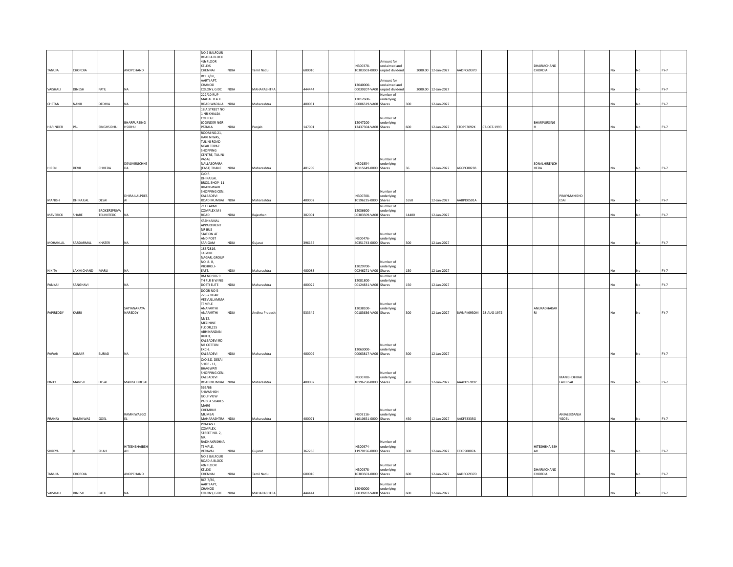| | | | | | | | | | | | | | | | | | | | | | | | | |
|---|---|---|---|---|---|---|---|---|---|---|---|---|---|---|---|---|---|---|---|---|---|---|---|---|
| TANUJA | CHORDIA | | ANOPCHAND | | | NO 2 BALFOUR ROAD A BLOCK 4th FLOOR KELLYS CHENNAI | INDIA | Tamil Nadu | | 600010 | | IN300378-10303503-0000 | Amount for unclaimed and unpaid dividend | 3000.00 | 12-Jan-2027 | AADPC6937D | | | DHARMCHAND CHORDIA | | | No | No | FY-7 |
| VAISHALI | DINESH | PATIL | NA | | | RCF 7/80, AARTI APT, CHANOD COLONY, GIDC | INDIA | MAHARASHTRA | | 444444 | | 12040000-00039207-VA00 | Amount for unclaimed and unpaid dividend | 3000.00 | 12-Jan-2027 | | | | | | | No | No | FY-7 |
| CHETAN | NANJI | DEDHIA | NA | | | 222/10 RUP MAHAL R.A.K. ROAD WADALA | INDIA | Maharashtra | | 400031 | | 12012600-00006519-VA00 | Number of underlying Shares | 300 | 12-Jan-2027 | | | | | | | No | No | FY-7 |
| HARINDER | PAL | SINGHSIDHU | BHARPURSING HSIDHU | | | 18 A STREET NO 1 NR KHALSA COLLEGE JOGINDER NGR PATIALA | INDIA | Punjab | | 147001 | | 12047200-12437304-VA00 | Number of underlying Shares | 600 | 12-Jan-2027 | ETOPS7092K | 07-OCT-1993 | | BHARPURSING H | | | No | No | FY-7 |
| HIREN | DEVJI | CHHEDA | DEVJIVIRJICHHE DA | | | ROOM NO.21, HARI NIWAS, TULINJ ROAD NEAR TOPAZ SHOPPING CENTRE, TULINJ VASAI, NALLASOPARA (EAST) THANE | INDIA | Maharashtra | | 401209 | | IN301854-10115649-0000 | Number of underlying Shares | 36 | 12-Jan-2027 | AGCPC0023B | | | SONALHIRENCH HEDA | | | No | No | FY-7 |
| MANISH | DHIRAJLAL | DESAI | DHIRAJLALPDES AI | | | C/O R. DHIRAJLAL BROS. SHOP- 11 BHANGWADI SHOPPING CEN. KALBADEVI ROAD MUMBAI | INDIA | Maharashtra | | 400002 | | IN300708-10196235-0000 | Number of underlying Shares | 1650 | 12-Jan-2027 | AABPD0501A | | | | PINKYMANISHD ESAI | | No | No | FY-7 |
| MAVERICK | SHARE | BROKERSPRIVA TELIMITEDC | NA | | | 211 LAXMI COMPLEX M I ROAD | INDIA | Rajasthan | | 302001 | | 12036600-00303509-VA00 | Number of underlying Shares | 14400 | 12-Jan-2027 | | | | | | | No | No | FY-7 |
| MOHANLAL | SARDARMAL | KHATER | NA | | | YASHKAMAL APPARTMENT NR BUS STATION AT AND POST SARIGAM | INDIA | Gujarat | | 396155 | | IN300476-40351743-0000 | Number of underlying Shares | 300 | 12-Jan-2027 | | | | | | | No | No | FY-7 |
| NIKITA | LAXMICHAND | MARU | NA | | | 183/2816, TAGORE NAGAR, GROUP NO. 8- B, VIKHROLI-EAST, | INDIA | Maharashtra | | 400083 | | 12029700-00246271-VA00 | Number of underlying Shares | 150 | 12-Jan-2027 | | | | | | | No | No | FY-7 |
| PANKAJ | SANGHAVI | | NA | | | RM NO 906 9 TH FLR B WING DOSTI ELITE | INDIA | Maharashtra | | 400022 | | 12081800-00124831-VA00 | Number of underlying Shares | 150 | 12-Jan-2027 | | | | | | | No | No | FY-7 |
| PAPIREDDY | KARRI | | SATYANARAYA NAREDDY | | | DOOR NO 5-223-2 NEAR VEEVULLAMMA TEMPLE ANAPARTHI ANAPARTHI | INDIA | Andhra Pradesh | | 533342 | | 12038100-00183636-VA00 | Number of underlying Shares | 300 | 12-Jan-2027 | BWNPK6930M | 28-AUG-1972 | | ANURADHAKAR RI | | | No | No | FY-7 |
| PAWAN | KUMAR | BURAD | NA | | | M/12, MEZININE FLOOR,215 ABHINANDAN BUILD, KALBADEVI RD NR COTTON EXCH, KALBADEVI | INDIA | Maharashtra | | 400002 | | 12063000-00063817-VA00 | Number of underlying Shares | 300 | 12-Jan-2027 | | | | | | | No | No | FY-7 |
| PINKY | MANISH | DESAI | MANISHDDESAI | | | C/O S.D. DESAI SHOP - 11, BHAGWATI SHOPPING CEN. KALBADEVI ROAD MUMBAI | INDIA | Maharashtra | | 400002 | | IN300708-10196250-0000 | Number of underlying Shares | 450 | 12-Jan-2027 | AAAPD9709P | | | | MANISHDHIRAJ LALDESAI | | No | No | FY-7 |
| PRANAY | RAMNIWAS | GOEL | RAMNIWASGO EL | | | 565/6B SHIVASHISH GOLF VIEW PARK A SOARES MARG CHEMBUR MUMBAI MAHARASHTRA | INDIA | Maharashtra | | 400071 | | IN303116-11610651-0000 | Number of underlying Shares | 450 | 12-Jan-2027 | AAKFS3335G | | | | ANJALEESANJA YGOEL | | No | No | FY-7 |
| SHREYA | H | SHAH | HITESHBHAIBSH AH | | | PRAKASH COMPLEX, STREET NO. 2, NR. RADHAKRISHNA TEMPLE, VERAVAL | INDIA | Gujarat | | 362265 | | IN300974-11970156-0000 | Number of underlying Shares | 300 | 12-Jan-2027 | CCXPS0007A | | | HITESHBHAIBSH AH | | | No | No | FY-7 |
| TANUJA | CHORDIA | | ANOPCHAND | | | NO 2 BALFOUR ROAD A BLOCK 4th FLOOR KELLYS CHENNAI | INDIA | Tamil Nadu | | 600010 | | IN300378-10303503-0000 | Number of underlying Shares | 600 | 12-Jan-2027 | AADPC6937D | | | DHARMCHAND CHORDIA | | | No | No | FY-7 |
| VAISHALI | DINESH | PATIL | NA | | | RCF 7/80, AARTI APT, CHANOD COLONY, GIDC | INDIA | MAHARASHTRA | | 444444 | | 12040000-00039207-VA00 | Number of underlying Shares | 600 | 12-Jan-2027 | | | | | | | No | No | FY-7 |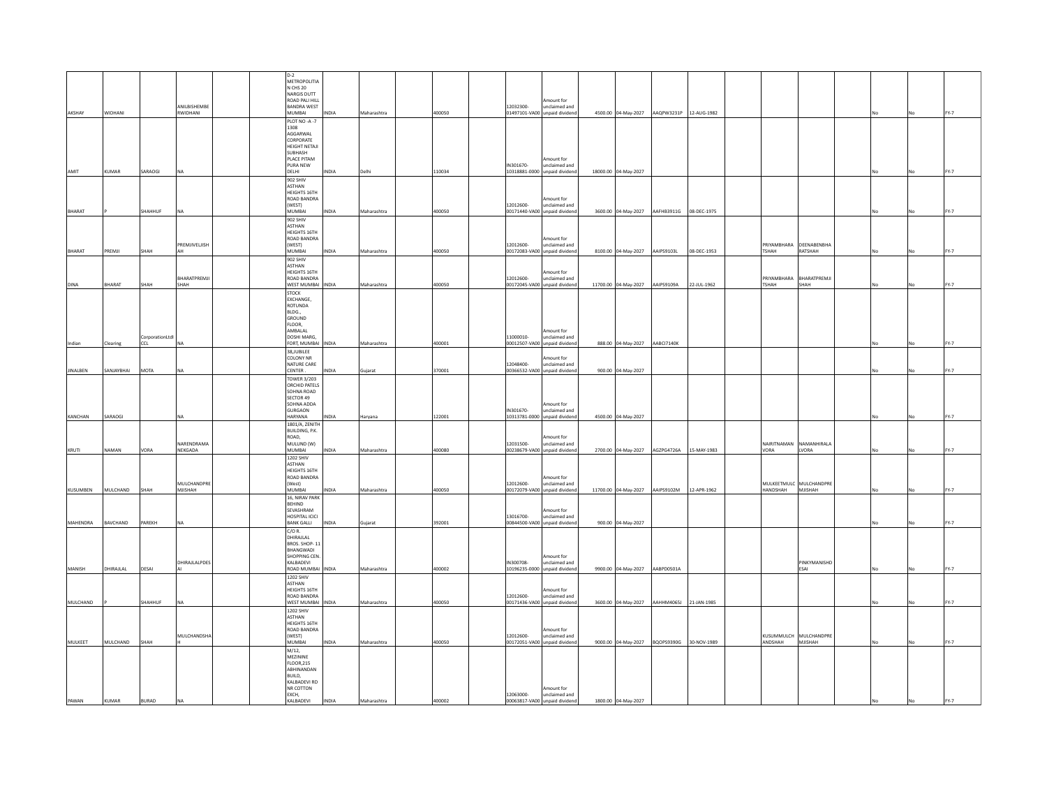| | | | | | | | | | | | | | | | | | | | | | | | | |
|---|---|---|---|---|---|---|---|---|---|---|---|---|---|---|---|---|---|---|---|---|---|---|---|---|
| AKSHAY | WIDHANI | | ANILBISHEMBE RWIDHANI | | | D-2 METROPOLITIA N CHS 20 NARGIS DUTT ROAD PALI HILL BANDRA WEST MUMBAI | INDIA | Maharashtra | | 400050 | | 12032300-01497101-VA00 | Amount for unclaimed and unpaid dividend | 4500.00 | 04-May-2027 | AAQPW3231P | 12-AUG-1982 | | | | | No | No | FY-7 |
| AMIT | KUMAR | SARAOGI | NA | | | PLOT NO -A -7 1308 AGGARWAL CORPORATE HEIGHT NETAJI SUBHASH PLACE PITAM PURA NEW DELHI | INDIA | Delhi | | 110034 | | IN301670-10318881-0000 | Amount for unclaimed and unpaid dividend | 18000.00 | 04-May-2027 | | | | | | | No | No | FY-7 |
| BHARAT | P | SHAHHUF | NA | | | 902 SHIV ASTHAN HEIGHTS 16TH ROAD BANDRA (WEST) MUMBAI | INDIA | Maharashtra | | 400050 | | 12012600-00171440-VA00 | Amount for unclaimed and unpaid dividend | 3600.00 | 04-May-2027 | AAFHB3911G | 08-DEC-1975 | | | | | No | No | FY-7 |
| BHARAT | PREMJI | SHAH | PREMJIVELJISH AH | | | 902 SHIV ASTHAN HEIGHTS 16TH ROAD BANDRA (WEST) MUMBAI | INDIA | Maharashtra | | 400050 | | 12012600-00172083-VA00 | Amount for unclaimed and unpaid dividend | 8100.00 | 04-May-2027 | AAIPS9103L | 08-DEC-1953 | | PRIYAMBHARA TSHAH | DEENABENBHA RATSHAH | | No | No | FY-7 |
| DINA | BHARAT | SHAH | BHARATPREMJI SHAH | | | 902 SHIV ASTHAN HEIGHTS 16TH ROAD BANDRA WEST MUMBAI | INDIA | Maharashtra | | 400050 | | 12012600-00172045-VA00 | Amount for unclaimed and unpaid dividend | 11700.00 | 04-May-2027 | AAIPS9109A | 22-JUL-1962 | | PRIYAMBHARA TSHAH | BHARATPREMJI SHAH | | No | No | FY-7 |
| Indian | Clearing | CorporationLtd CCL | NA | | | STOCK EXCHANGE, ROTUNDA BLDG., GROUND FLOOR, AMBALAL DOSHI MARG, FORT, MUMBAI | INDIA | Maharashtra | | 400001 | | 11000010-00012507-VA00 | Amount for unclaimed and unpaid dividend | 888.00 | 04-May-2027 | AABCI7140K | | | | | | No | No | FY-7 |
| JINALBEN | SANJAYBHAI | MOTA | NA | | | 38,JUBILEE COLONY NR NATURE CARE CENTER | INDIA | Gujarat | | 370001 | | 12048400-00366532-VA00 | Amount for unclaimed and unpaid dividend | 900.00 | 04-May-2027 | | | | | | | No | No | FY-7 |
| KANCHAN | SARAOGI | | NA | | | TOWER 3/203 ORCHID PATELS SOHNA ROAD SECTOR 49 SOHNA ADDA GURGAON HARYANA | INDIA | Haryana | | 122001 | | IN301670-10313781-0000 | Amount for unclaimed and unpaid dividend | 4500.00 | 04-May-2027 | | | | | | | No | No | FY-7 |
| KRUTI | NAMAN | VORA | NARENDRAMA NEKGADA | | | 1801/A, ZENITH BUILDING, P.K. ROAD, MULUND (W) MUMBAI | INDIA | Maharashtra | | 400080 | | 12031500-00238679-VA00 | Amount for unclaimed and unpaid dividend | 2700.00 | 04-May-2027 | AGZPG4726A | 15-MAY-1983 | | NAIRITNAMAN VORA | NAMANHIRALA LVORA | | No | No | FY-7 |
| KUSUMBEN | MULCHAND | SHAH | MULCHANDPRE MJISHAH | | | 1202 SHIV ASTHAN HEIGHTS 16TH ROAD BANDRA (West) MUMBAI | INDIA | Maharashtra | | 400050 | | 12012600-00172079-VA00 | Amount for unclaimed and unpaid dividend | 11700.00 | 04-May-2027 | AAIPS9102M | 12-APR-1962 | | MULKEETMULC HANDSHAH | MULCHANDPRE MJISHAH | | No | No | FY-7 |
| MAHENDRA | BAVCHAND | PAREKH | NA | | | 16, NIRAV PARK BEHIND SEVASHRAM HOSPITAL ICICI BANK GALLI | INDIA | Gujarat | | 392001 | | 13016700-00844500-VA00 | Amount for unclaimed and unpaid dividend | 900.00 | 04-May-2027 | | | | | | | No | No | FY-7 |
| MANISH | DHIRAJLAL | DESAI | DHIRAJLALPDES AI | | | C/O R. DHIRAJLAL BROS. SHOP- 11 BHANGWADI SHOPPING CEN. KALBADEVI ROAD MUMBAI | INDIA | Maharashtra | | 400002 | | IN300708-10196235-0000 | Amount for unclaimed and unpaid dividend | 9900.00 | 04-May-2027 | AABPD0501A | | | | PINKYMANISHD ESAI | | No | No | FY-7 |
| MULCHAND | P | SHAHHUF | NA | | | 1202 SHIV ASTHAN HEIGHTS 16TH ROAD BANDRA WEST MUMBAI | INDIA | Maharashtra | | 400050 | | 12012600-00171436-VA00 | Amount for unclaimed and unpaid dividend | 3600.00 | 04-May-2027 | AAHHM4065J | 21-JAN-1985 | | | | | No | No | FY-7 |
| MULKEET | MULCHAND | SHAH | MULCHANDSHA H | | | 1202 SHIV ASTHAN HEIGHTS 16TH ROAD BANDRA (WEST) MUMBAI | INDIA | Maharashtra | | 400050 | | 12012600-00172051-VA00 | Amount for unclaimed and unpaid dividend | 9000.00 | 04-May-2027 | BQOPS9390G | 30-NOV-1989 | | KUSUMMULCH ANDSHAH | MULCHANDPRE MJISHAH | | No | No | FY-7 |
| PAWAN | KUMAR | BURAD | NA | | | M/12, MEZININE FLOOR,215 ABHINANDAN BUILD, KALBADEVI RD NR COTTON EXCH, KALBADEVI | INDIA | Maharashtra | | 400002 | | 12063000-00063817-VA00 | Amount for unclaimed and unpaid dividend | 1800.00 | 04-May-2027 | | | | | | | No | No | FY-7 |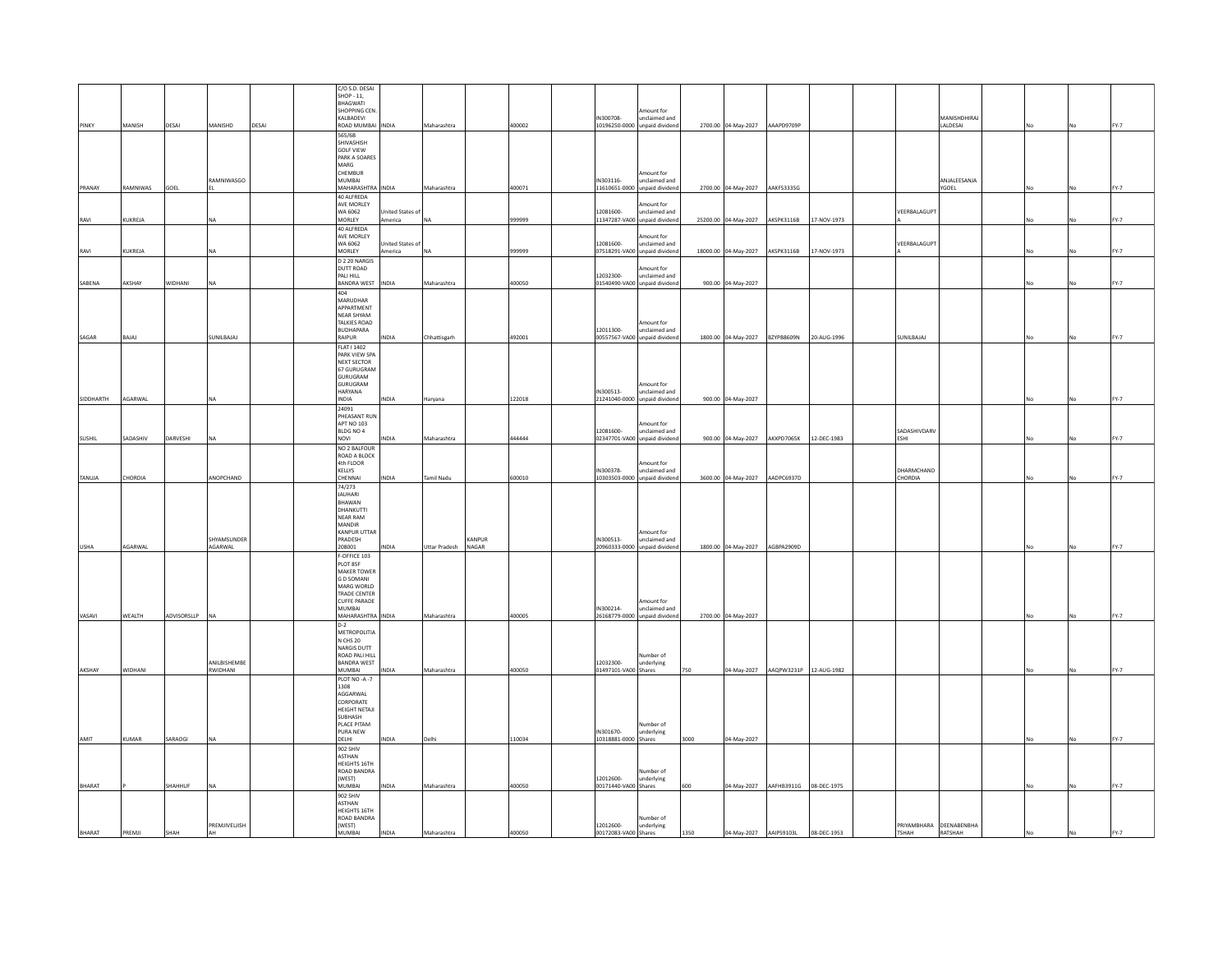| | | | | | | | | | | | | | | | | | | | | | | | | |
|---|---|---|---|---|---|---|---|---|---|---|---|---|---|---|---|---|---|---|---|---|---|---|---|---|
| PINKY | MANISH | DESAI | MANISHD | DESAI | | C/O S.D. DESAI SHOP - 11, BHAGWATI SHOPPING CEN. KALBADEVI ROAD MUMBAI | INDIA | Maharashtra | | 400002 | | IN300708-10196250-0000 | Amount for unclaimed and unpaid dividend | 2700.00 | 04-May-2027 | AAAPD9709P | | | | MANISHDHIRAJ LALDESAI | | No | No | FY-7 |
| PRANAY | RAMNIWAS | GOEL | RAMNIWASGOEL | | | 565/6B SHIVASHISH GOLF VIEW PARK A SOARES MARG CHEMBUR MUMBAI MAHARASHTRA | INDIA | Maharashtra | | 400071 | | IN303116-11610651-0000 | Amount for unclaimed and unpaid dividend | 2700.00 | 04-May-2027 | AAKFS3335G | | | | ANJALEESANJAYGOEL | | No | No | FY-7 |
| RAVI | KUKREJA | | NA | | | 40 ALFREDA AVE MORLEY WA 6062 MORLEY | United States of America | NA | | 999999 | | 12081600-11347287-VA00 | Amount for unclaimed and unpaid dividend | 25200.00 | 04-May-2027 | AKSPK3116B | 17-NOV-1973 | | VEERBALAGUPTA | | | No | No | FY-7 |
| RAVI | KUKREJA | | NA | | | 40 ALFREDA AVE MORLEY WA 6062 MORLEY | United States of America | NA | | 999999 | | 12081600-07518291-VA00 | Amount for unclaimed and unpaid dividend | 18000.00 | 04-May-2027 | AKSPK3116B | 17-NOV-1973 | | VEERBALAGUPTA | | | No | No | FY-7 |
| SABENA | AKSHAY | WIDHANI | NA | | | D 2 20 NARGIS DUTT ROAD PALI HILL BANDRA WEST | INDIA | Maharashtra | | 400050 | | 12032300-01540490-VA00 | Amount for unclaimed and unpaid dividend | 900.00 | 04-May-2027 | | | | | | | No | No | FY-7 |
| SAGAR | BAJAJ | | SUNILBAJAJ | | | 404 MARUDHAR APPARTMENT NEAR SHYAM TALKIES ROAD BUDHAPARA RAIPUR | INDIA | Chhattisgarh | | 492001 | | 12011300-00557567-VA00 | Amount for unclaimed and unpaid dividend | 1800.00 | 04-May-2027 | BZYPB8609N | 20-AUG-1996 | | SUNILBAJAJ | | | No | No | FY-7 |
| SIDDHARTH | AGARWAL | | NA | | | FLAT I 1402 PARK VIEW SPA NEXT SECTOR 67 GURUGRAM GURUGRAM GURUGRAM HARYANA INDIA | INDIA | Haryana | | 122018 | | IN300513-21241040-0000 | Amount for unclaimed and unpaid dividend | 900.00 | 04-May-2027 | | | | | | | No | No | FY-7 |
| SUSHIL | SADASHIV | DARVESHI | NA | | | 24091 PHEASANT RUN APT NO 103 BLDG NO 4 NOVI | INDIA | Maharashtra | | 444444 | | 12081600-02347701-VA00 | Amount for unclaimed and unpaid dividend | 900.00 | 04-May-2027 | AKXPD7065K | 12-DEC-1983 | | SADASHIVDARVESHI | | | No | No | FY-7 |
| TANUJA | CHORDIA | | ANOPCHAND | | | NO 2 BALFOUR ROAD A BLOCK 4th FLOOR KELLYS CHENNAI | INDIA | Tamil Nadu | | 600010 | | IN300378-10303503-0000 | Amount for unclaimed and unpaid dividend | 3600.00 | 04-May-2027 | AADPC6937D | | | DHARMCHAND CHORDIA | | | No | No | FY-7 |
| USHA | AGARWAL | | SHYAMSUNDER AGARWAL | | | 74/273 JAUHARI BHAWAN DHANKUTTI NEAR RAM MANDIR KANPUR UTTAR PRADESH 208001 | INDIA | Uttar Pradesh | KANPUR NAGAR | | | IN300513-20960333-0000 | Amount for unclaimed and unpaid dividend | 1800.00 | 04-May-2027 | AGBPA2909D | | | | | | No | No | FY-7 |
| VASAVI | WEALTH | ADVISORSLLP | NA | | | F-OFFICE 103 PLOT 85F MAKER TOWER G D SOMANI MARG WORLD TRADE CENTER CUFFE PARADE MUMBAI MAHARASHTRA | INDIA | Maharashtra | | 400005 | | IN300214-26168779-0000 | Amount for unclaimed and unpaid dividend | 2700.00 | 04-May-2027 | | | | | | | No | No | FY-7 |
| AKSHAY | WIDHANI | | ANILBISHEMBERWIDHANI | | | D-2 METROPOLITIAN CHS 20 NARGIS DUTT ROAD PALI HILL BANDRA WEST MUMBAI | INDIA | Maharashtra | | 400050 | | 12032300-01497101-VA00 | Number of underlying Shares | 750 | 04-May-2027 | AAQPW3231P | 12-AUG-1982 | | | | | No | No | FY-7 |
| AMIT | KUMAR | SARAOGI | NA | | | PLOT NO -A -7 1308 AGGARWAL CORPORATE HEIGHT NETAJI SUBHASH PLACE PITAM PURA NEW DELHI | INDIA | Delhi | | 110034 | | IN301670-10318881-0000 | Number of underlying Shares | 3000 | 04-May-2027 | | | | | | | No | No | FY-7 |
| BHARAT | P | SHAHHUF | NA | | | 902 SHIV ASTHAN HEIGHTS 16TH ROAD BANDRA (WEST) MUMBAI | INDIA | Maharashtra | | 400050 | | 12012600-00171440-VA00 | Number of underlying Shares | 600 | 04-May-2027 | AAFHB3911G | 08-DEC-1975 | | | | | No | No | FY-7 |
| BHARAT | PREMJI | SHAH | PREMJIVELJISHAH | | | 902 SHIV ASTHAN HEIGHTS 16TH ROAD BANDRA (WEST) MUMBAI | INDIA | Maharashtra | | 400050 | | 12012600-00172083-VA00 | Number of underlying Shares | 1350 | 04-May-2027 | AAIPS9103L | 08-DEC-1953 | | PRIYAMBHARATSHAH | DEENABENBHARATSHAH | | No | No | FY-7 |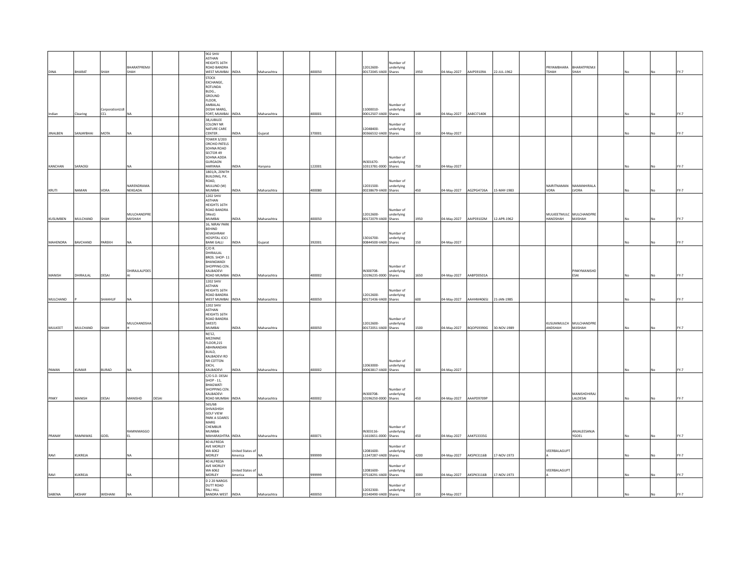| | | | | | | | | | | | | | | | | | | | | | | | | |
|---|---|---|---|---|---|---|---|---|---|---|---|---|---|---|---|---|---|---|---|---|---|---|---|---|
| DINA | BHARAT | SHAH | BHARATPREMJI SHAH | | | 902 SHIV ASTHAN HEIGHTS 16TH ROAD BANDRA WEST MUMBAI | INDIA | Maharashtra | | 400050 | | 12012600-00172045-VA00 | Number of underlying Shares | 1950 | 04-May-2027 | AAIPS9109A | 22-JUL-1962 | | PRIYAMBHARATSHAH | BHARATPREMJI SHAH | | No | No | FY-7 |
| Indian | Clearing | CorporationLtdl CCL | NA | | | STOCK EXCHANGE, ROTUNDA BLDG., GROUND FLOOR, AMBALAL DOSHI MARG, FORT, MUMBAI | INDIA | Maharashtra | | 400001 | | 11000010-00012507-VA00 | Number of underlying Shares | 148 | 04-May-2027 | AABCI7140K | | | | | | No | No | FY-7 |
| JINALBEN | SANJAYBHAI | MOTA | NA | | | 38,JUBILEE COLONY NR NATURE CARE CENTER . | INDIA | Gujarat | | 370001 | | 12048400-00366532-VA00 | Number of underlying Shares | 150 | 04-May-2027 | | | | | | | No | No | FY-7 |
| KANCHAN | SARAOGI | | NA | | | TOWER 3/203 ORCHID PATELS SOHNA ROAD SECTOR 49 SOHNA ADDA GURGAON HARYANA | INDIA | Haryana | | 122001 | | IN301670-10313781-0000 | Number of underlying Shares | 750 | 04-May-2027 | | | | | | | No | No | FY-7 |
| KRUTI | NAMAN | VORA | NARENDRAMANEKGADA | | | 1801/A, ZENITH BUILDING, P.K. ROAD, MULUND (W) MUMBAI | INDIA | Maharashtra | | 400080 | | 12031500-00238679-VA00 | Number of underlying Shares | 450 | 04-May-2027 | AGZPG4726A | 15-MAY-1983 | | NAIRITNAMANVORA | NAMANHIRALALVORA | | No | No | FY-7 |
| KUSUMBEN | MULCHAND | SHAH | MULCHANDPREMJISHAH | | | 1202 SHIV ASTHAN HEIGHTS 16TH ROAD BANDRA (West) MUMBAI | INDIA | Maharashtra | | 400050 | | 12012600-00172079-VA00 | Number of underlying Shares | 1950 | 04-May-2027 | AAIPS9102M | 12-APR-1962 | | MULKEETMULCHANDSHAH | MULCHANDPREMJISHAH | | No | No | FY-7 |
| MAHENDRA | BAVCHAND | PAREKH | NA | | | 16, NIRAV PARK BEHIND SEVASHRAM HOSPITAL ICICI BANK GALLI | INDIA | Gujarat | | 392001 | | 13016700-00844500-VA00 | Number of underlying Shares | 150 | 04-May-2027 | | | | | | | No | No | FY-7 |
| MANISH | DHIRAJLAL | DESAI | DHIRAJLALPDESAI | | | C/O R. DHIRAJLAL BROS. SHOP- 11 BHANGWADI SHOPPING CEN. KALBADEVI ROAD MUMBAI | INDIA | Maharashtra | | 400002 | | IN300708-10196235-0000 | Number of underlying Shares | 1650 | 04-May-2027 | AABPD0501A | | | | PINKYMANISHDESAI | | No | No | FY-7 |
| MULCHAND | P | SHAHHUF | NA | | | 1202 SHIV ASTHAN HEIGHTS 16TH ROAD BANDRA WEST MUMBAI | INDIA | Maharashtra | | 400050 | | 12012600-00171436-VA00 | Number of underlying Shares | 600 | 04-May-2027 | AAHHM4065J | 21-JAN-1985 | | | | | No | No | FY-7 |
| MULKEET | MULCHAND | SHAH | MULCHANDSHAH | | | 1202 SHIV ASTHAN HEIGHTS 16TH ROAD BANDRA (WEST) MUMBAI | INDIA | Maharashtra | | 400050 | | 12012600-00172051-VA00 | Number of underlying Shares | 1500 | 04-May-2027 | BQOPS9390G | 30-NOV-1989 | | KUSUMMULCHANDSHAH | MULCHANDPREMJISHAH | | No | No | FY-7 |
| PAWAN | KUMAR | BURAD | NA | | | M/12, MEZININE FLOOR,215 ABHINANDAN BUILD, KALBADEVI RD NR COTTON EXCH, KALBADEVI | INDIA | Maharashtra | | 400002 | | 12063000-00063817-VA00 | Number of underlying Shares | 300 | 04-May-2027 | | | | | | | No | No | FY-7 |
| PINKY | MANISH | DESAI | MANISHD | DESAI | | C/O S.D. DESAI SHOP - 11, BHAGWATI SHOPPING CEN. KALBADEVI ROAD MUMBAI | INDIA | Maharashtra | | 400002 | | IN300708-10196250-0000 | Number of underlying Shares | 450 | 04-May-2027 | AAAPD9709P | | | | MANISHDHIRAJLALDESAI | | No | No | FY-7 |
| PRANAY | RAMNIWAS | GOEL | RAMNIWASGOEL | | | 565/6B SHIVASHISH GOLF VIEW PARK A SOARES MARG CHEMBUR MUMBAI MAHARASHTRA | INDIA | Maharashtra | | 400071 | | IN303116-11610651-0000 | Number of underlying Shares | 450 | 04-May-2027 | AAKFS3335G | | | | ANJALEESANJAYGOEL | | No | No | FY-7 |
| RAVI | KUKREJA | | NA | | | 40 ALFREDA AVE MORLEY WA 6062 MORLEY | United States of America | NA | | 999999 | | 12081600-11347287-VA00 | Number of underlying Shares | 4200 | 04-May-2027 | AKSPK3116B | 17-NOV-1973 | | VEERBALAGUPTA | | | No | No | FY-7 |
| RAVI | KUKREJA | | NA | | | 40 ALFREDA AVE MORLEY WA 6062 MORLEY | United States of America | NA | | 999999 | | 12081600-07518291-VA00 | Number of underlying Shares | 3000 | 04-May-2027 | AKSPK3116B | 17-NOV-1973 | | VEERBALAGUPTA | | | No | No | FY-7 |
| SABENA | AKSHAY | WIDHANI | NA | | | D 2 20 NARGIS DUTT ROAD PALI HILL BANDRA WEST | INDIA | Maharashtra | | 400050 | | 12032300-01540490-VA00 | Number of underlying Shares | 150 | 04-May-2027 | | | | | | | No | No | FY-7 |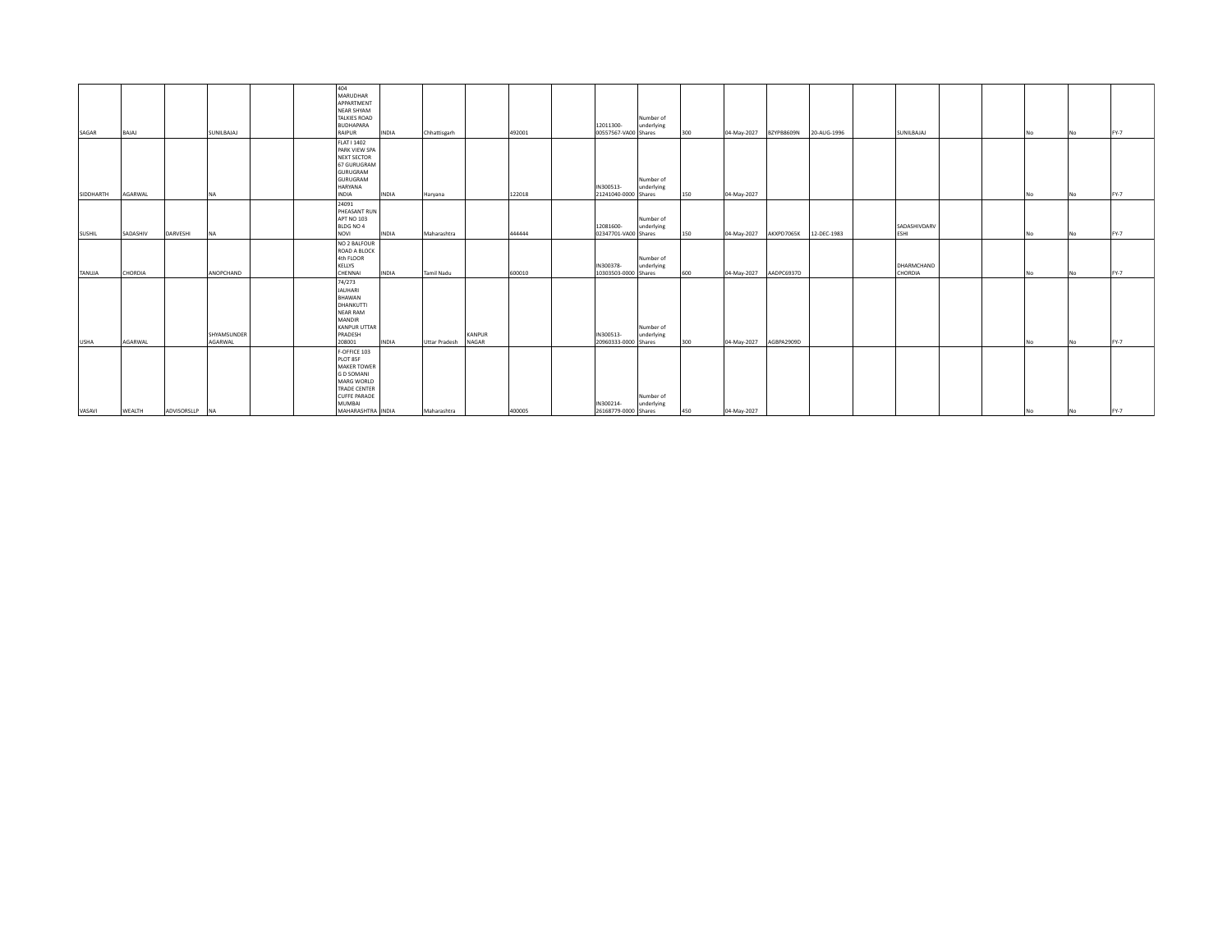| | | | | | | | | | | | | | | | | | | | | | | | | |
|---|---|---|---|---|---|---|---|---|---|---|---|---|---|---|---|---|---|---|---|---|---|---|---|---|
| SAGAR | BAJAJ | | SUNILBAJAJ | | | 404 MARUDHAR APPARTMENT NEAR SHYAM TALKIES ROAD BUDHAPARA RAIPUR | INDIA | Chhattisgarh | | 492001 | | 12011300-00557567-VA00 | Number of underlying Shares | 300 | 04-May-2027 | BZYPB8609N | 20-AUG-1996 | | SUNILBAJAJ | | | No | No | FY-7 |
| SIDDHARTH | AGARWAL | | NA | | | FLAT I 1402 PARK VIEW SPA NEXT SECTOR 67 GURUGRAM GURUGRAM HARYANA INDIA | INDIA | Haryana | | 122018 | | IN300513-21241040-0000 | Number of underlying Shares | 150 | 04-May-2027 | | | | | | | No | No | FY-7 |
| SUSHIL | SADASHIV | DARVESHI | NA | | | 24091 PHEASANT RUN APT NO 103 BLDG NO 4 NOVI | INDIA | Maharashtra | | 444444 | | 12081600-02347701-VA00 | Number of underlying Shares | 150 | 04-May-2027 | AKXPD7065K | 12-DEC-1983 | | SADASHIVDARVESHI | | | No | No | FY-7 |
| TANUJA | CHORDIA | | ANOPCHAND | | | NO 2 BALFOUR ROAD A BLOCK 4th FLOOR KELLYS CHENNAI | INDIA | Tamil Nadu | | 600010 | | IN300378-10303503-0000 | Number of underlying Shares | 600 | 04-May-2027 | AADPC6937D | | | DHARMCHAND CHORDIA | | | No | No | FY-7 |
| USHA | AGARWAL | | SHYAMSUNDER AGARWAL | | | 74/273 JAUHARI BHAWAN DHANKUTTI NEAR RAM MANDIR KANPUR UTTAR PRADESH 208001 | INDIA | Uttar Pradesh | KANPUR NAGAR | | | IN300513-20960333-0000 | Number of underlying Shares | 300 | 04-May-2027 | AGBPA2909D | | | | | | No | No | FY-7 |
| VASAVI | WEALTH | ADVISORSLLP | NA | | | F-OFFICE 103 PLOT 85F MAKER TOWER G D SOMANI MARG WORLD TRADE CENTER CUFFE PARADE MUMBAI MAHARASHTRA | INDIA | Maharashtra | | 400005 | | IN300214-26168779-0000 | Number of underlying Shares | 450 | 04-May-2027 | | | | | | | No | No | FY-7 |